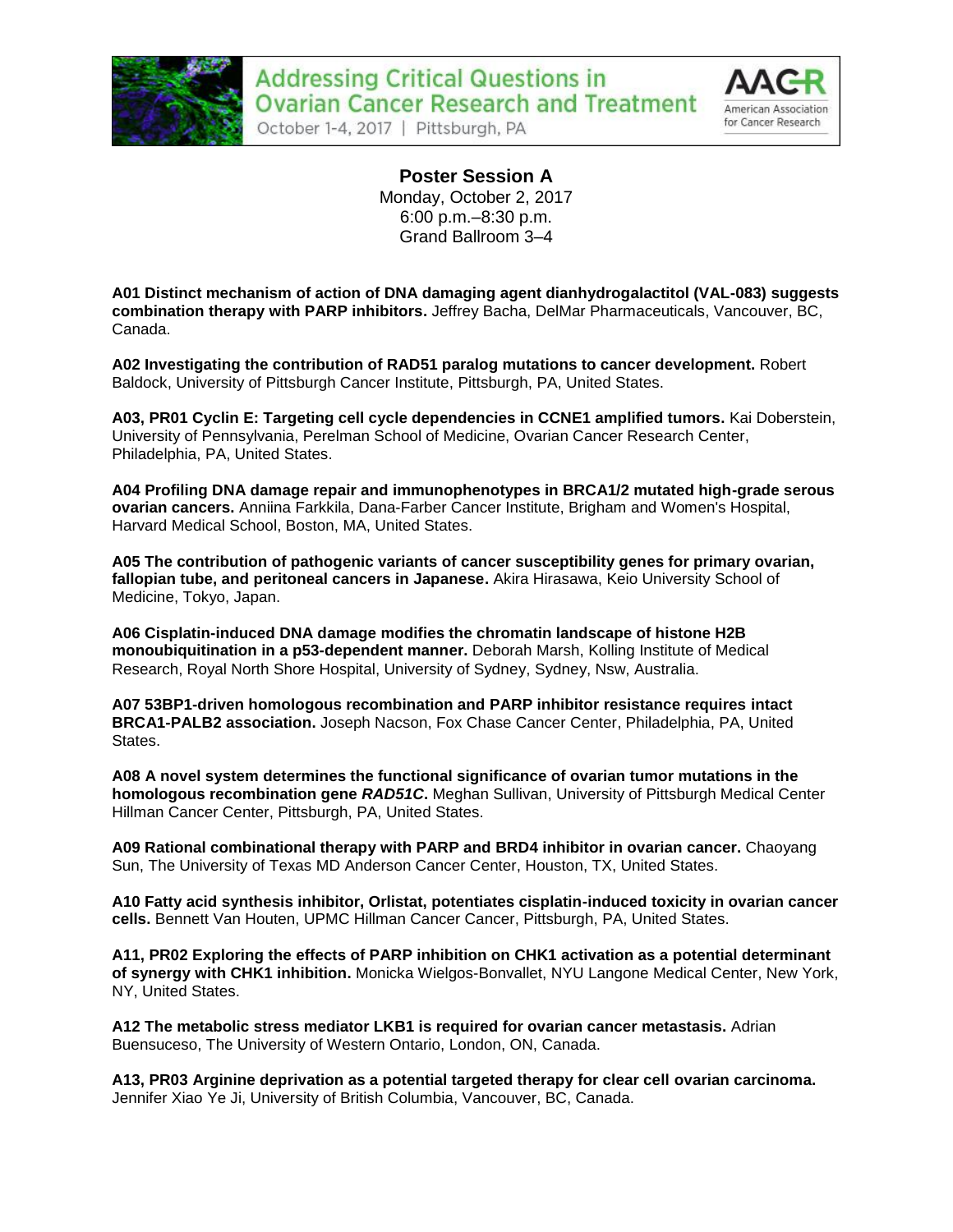# Addressing Critical Questions in Ovarian Cancer Research and Treatment

October 1-4, 2017 | Pittsburgh, PA

AACR American Association for Cancer Research

## Poster Session A

Monday, October 2, 2017
6:00 p.m.–8:30 p.m.
Grand Ballroom 3–4

**A01 Distinct mechanism of action of DNA damaging agent dianhydrogalactitol (VAL-083) suggests combination therapy with PARP inhibitors.** Jeffrey Bacha, DelMar Pharmaceuticals, Vancouver, BC, Canada.

**A02 Investigating the contribution of RAD51 paralog mutations to cancer development.** Robert Baldock, University of Pittsburgh Cancer Institute, Pittsburgh, PA, United States.

**A03, PR01 Cyclin E: Targeting cell cycle dependencies in CCNE1 amplified tumors.** Kai Doberstein, University of Pennsylvania, Perelman School of Medicine, Ovarian Cancer Research Center, Philadelphia, PA, United States.

**A04 Profiling DNA damage repair and immunophenotypes in BRCA1/2 mutated high-grade serous ovarian cancers.** Anniina Farkkila, Dana-Farber Cancer Institute, Brigham and Women's Hospital, Harvard Medical School, Boston, MA, United States.

**A05 The contribution of pathogenic variants of cancer susceptibility genes for primary ovarian, fallopian tube, and peritoneal cancers in Japanese.** Akira Hirasawa, Keio University School of Medicine, Tokyo, Japan.

**A06 Cisplatin-induced DNA damage modifies the chromatin landscape of histone H2B monoubiquitination in a p53-dependent manner.** Deborah Marsh, Kolling Institute of Medical Research, Royal North Shore Hospital, University of Sydney, Sydney, Nsw, Australia.

**A07 53BP1-driven homologous recombination and PARP inhibitor resistance requires intact BRCA1-PALB2 association.** Joseph Nacson, Fox Chase Cancer Center, Philadelphia, PA, United States.

**A08 A novel system determines the functional significance of ovarian tumor mutations in the homologous recombination gene *RAD51C*.** Meghan Sullivan, University of Pittsburgh Medical Center Hillman Cancer Center, Pittsburgh, PA, United States.

**A09 Rational combinational therapy with PARP and BRD4 inhibitor in ovarian cancer.** Chaoyang Sun, The University of Texas MD Anderson Cancer Center, Houston, TX, United States.

**A10 Fatty acid synthesis inhibitor, Orlistat, potentiates cisplatin-induced toxicity in ovarian cancer cells.** Bennett Van Houten, UPMC Hillman Cancer Cancer, Pittsburgh, PA, United States.

**A11, PR02 Exploring the effects of PARP inhibition on CHK1 activation as a potential determinant of synergy with CHK1 inhibition.** Monicka Wielgos-Bonvallet, NYU Langone Medical Center, New York, NY, United States.

**A12 The metabolic stress mediator LKB1 is required for ovarian cancer metastasis.** Adrian Buensuceso, The University of Western Ontario, London, ON, Canada.

**A13, PR03 Arginine deprivation as a potential targeted therapy for clear cell ovarian carcinoma.** Jennifer Xiao Ye Ji, University of British Columbia, Vancouver, BC, Canada.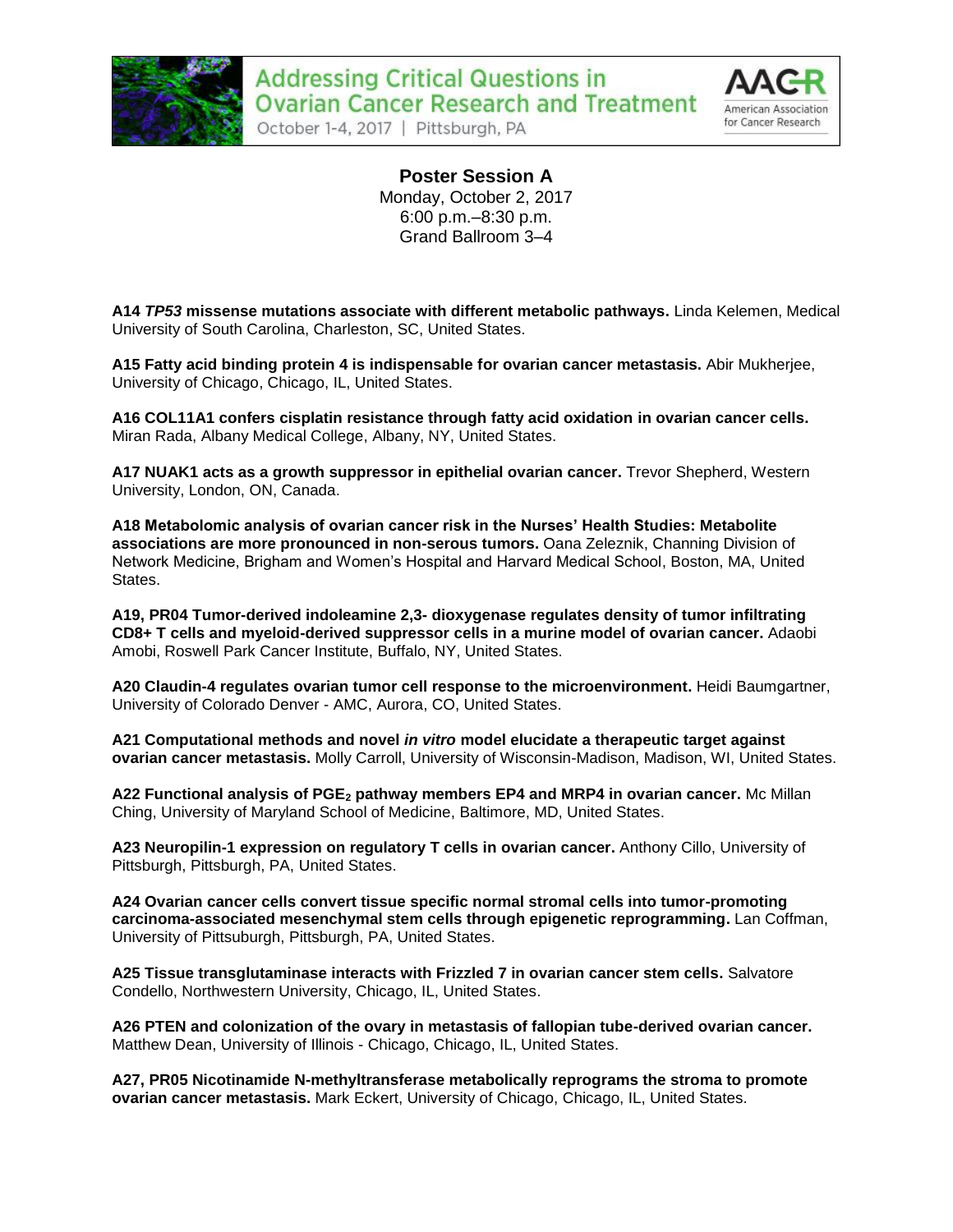## Poster Session A

Monday, October 2, 2017
6:00 p.m.–8:30 p.m.
Grand Ballroom 3–4

**A14 *TP53* missense mutations associate with different metabolic pathways.** Linda Kelemen, Medical University of South Carolina, Charleston, SC, United States.

**A15 Fatty acid binding protein 4 is indispensable for ovarian cancer metastasis.** Abir Mukherjee, University of Chicago, Chicago, IL, United States.

**A16 COL11A1 confers cisplatin resistance through fatty acid oxidation in ovarian cancer cells.** Miran Rada, Albany Medical College, Albany, NY, United States.

**A17 NUAK1 acts as a growth suppressor in epithelial ovarian cancer.** Trevor Shepherd, Western University, London, ON, Canada.

**A18 Metabolomic analysis of ovarian cancer risk in the Nurses' Health Studies: Metabolite associations are more pronounced in non-serous tumors.** Oana Zeleznik, Channing Division of Network Medicine, Brigham and Women's Hospital and Harvard Medical School, Boston, MA, United States.

**A19, PR04 Tumor-derived indoleamine 2,3- dioxygenase regulates density of tumor infiltrating CD8+ T cells and myeloid-derived suppressor cells in a murine model of ovarian cancer.** Adaobi Amobi, Roswell Park Cancer Institute, Buffalo, NY, United States.

**A20 Claudin-4 regulates ovarian tumor cell response to the microenvironment.** Heidi Baumgartner, University of Colorado Denver - AMC, Aurora, CO, United States.

**A21 Computational methods and novel *in vitro* model elucidate a therapeutic target against ovarian cancer metastasis.** Molly Carroll, University of Wisconsin-Madison, Madison, WI, United States.

**A22 Functional analysis of $PGE_2$ pathway members EP4 and MRP4 in ovarian cancer.** Mc Millan Ching, University of Maryland School of Medicine, Baltimore, MD, United States.

**A23 Neuropilin-1 expression on regulatory T cells in ovarian cancer.** Anthony Cillo, University of Pittsburgh, Pittsburgh, PA, United States.

**A24 Ovarian cancer cells convert tissue specific normal stromal cells into tumor-promoting carcinoma-associated mesenchymal stem cells through epigenetic reprogramming.** Lan Coffman, University of Pittsuburgh, Pittsburgh, PA, United States.

**A25 Tissue transglutaminase interacts with Frizzled 7 in ovarian cancer stem cells.** Salvatore Condello, Northwestern University, Chicago, IL, United States.

**A26 PTEN and colonization of the ovary in metastasis of fallopian tube-derived ovarian cancer.** Matthew Dean, University of Illinois - Chicago, Chicago, IL, United States.

**A27, PR05 Nicotinamide N-methyltransferase metabolically reprograms the stroma to promote ovarian cancer metastasis.** Mark Eckert, University of Chicago, Chicago, IL, United States.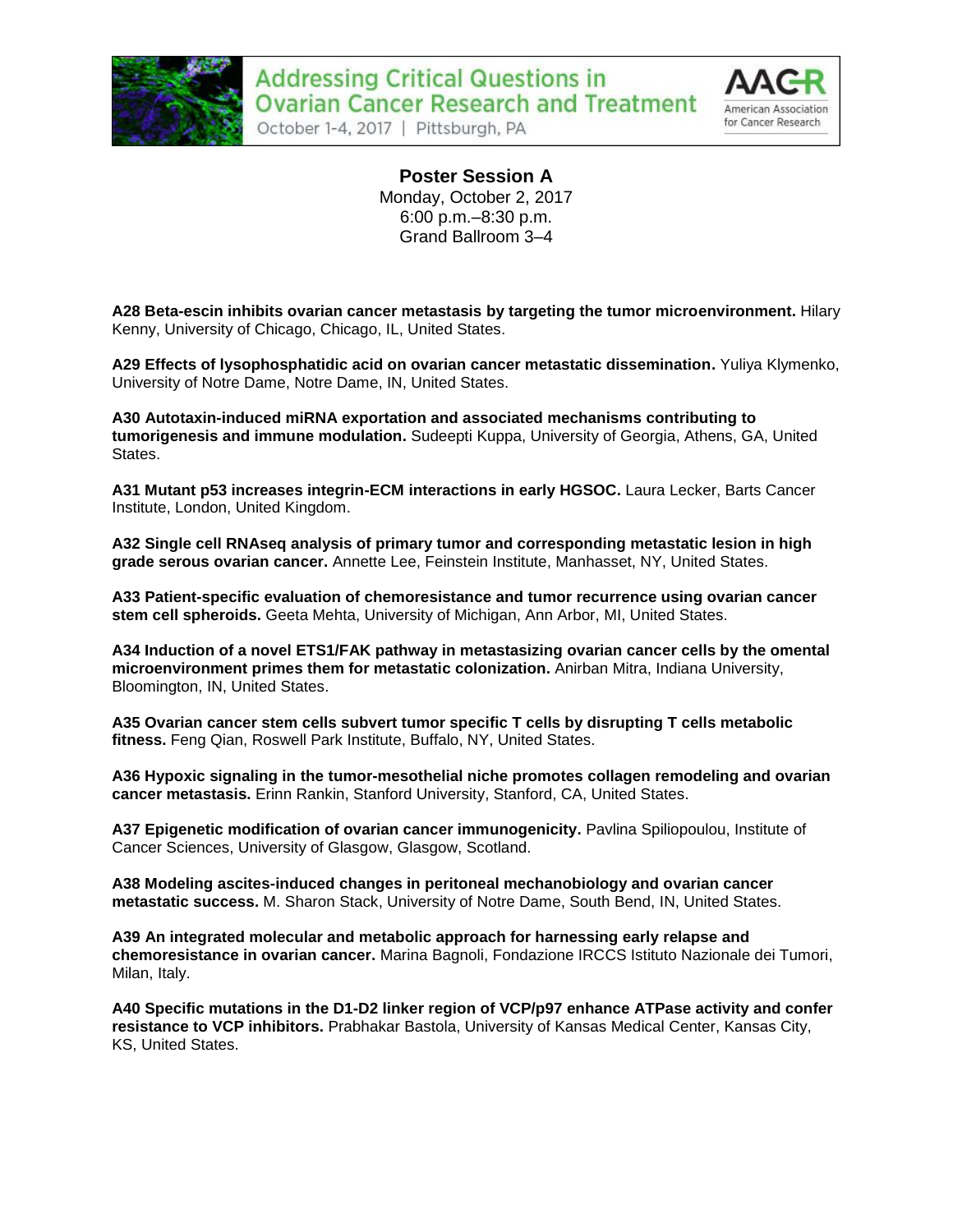## Poster Session A

Monday, October 2, 2017
6:00 p.m.–8:30 p.m.
Grand Ballroom 3–4

**A28 Beta-escin inhibits ovarian cancer metastasis by targeting the tumor microenvironment.** Hilary Kenny, University of Chicago, Chicago, IL, United States.

**A29 Effects of lysophosphatidic acid on ovarian cancer metastatic dissemination.** Yuliya Klymenko, University of Notre Dame, Notre Dame, IN, United States.

**A30 Autotaxin-induced miRNA exportation and associated mechanisms contributing to tumorigenesis and immune modulation.** Sudeepti Kuppa, University of Georgia, Athens, GA, United States.

**A31 Mutant p53 increases integrin-ECM interactions in early HGSOC.** Laura Lecker, Barts Cancer Institute, London, United Kingdom.

**A32 Single cell RNAseq analysis of primary tumor and corresponding metastatic lesion in high grade serous ovarian cancer.** Annette Lee, Feinstein Institute, Manhasset, NY, United States.

**A33 Patient-specific evaluation of chemoresistance and tumor recurrence using ovarian cancer stem cell spheroids.** Geeta Mehta, University of Michigan, Ann Arbor, MI, United States.

**A34 Induction of a novel ETS1/FAK pathway in metastasizing ovarian cancer cells by the omental microenvironment primes them for metastatic colonization.** Anirban Mitra, Indiana University, Bloomington, IN, United States.

**A35 Ovarian cancer stem cells subvert tumor specific T cells by disrupting T cells metabolic fitness.** Feng Qian, Roswell Park Institute, Buffalo, NY, United States.

**A36 Hypoxic signaling in the tumor-mesothelial niche promotes collagen remodeling and ovarian cancer metastasis.** Erinn Rankin, Stanford University, Stanford, CA, United States.

**A37 Epigenetic modification of ovarian cancer immunogenicity.** Pavlina Spiliopoulou, Institute of Cancer Sciences, University of Glasgow, Glasgow, Scotland.

**A38 Modeling ascites-induced changes in peritoneal mechanobiology and ovarian cancer metastatic success.** M. Sharon Stack, University of Notre Dame, South Bend, IN, United States.

**A39 An integrated molecular and metabolic approach for harnessing early relapse and chemoresistance in ovarian cancer.** Marina Bagnoli, Fondazione IRCCS Istituto Nazionale dei Tumori, Milan, Italy.

**A40 Specific mutations in the D1-D2 linker region of VCP/p97 enhance ATPase activity and confer resistance to VCP inhibitors.** Prabhakar Bastola, University of Kansas Medical Center, Kansas City, KS, United States.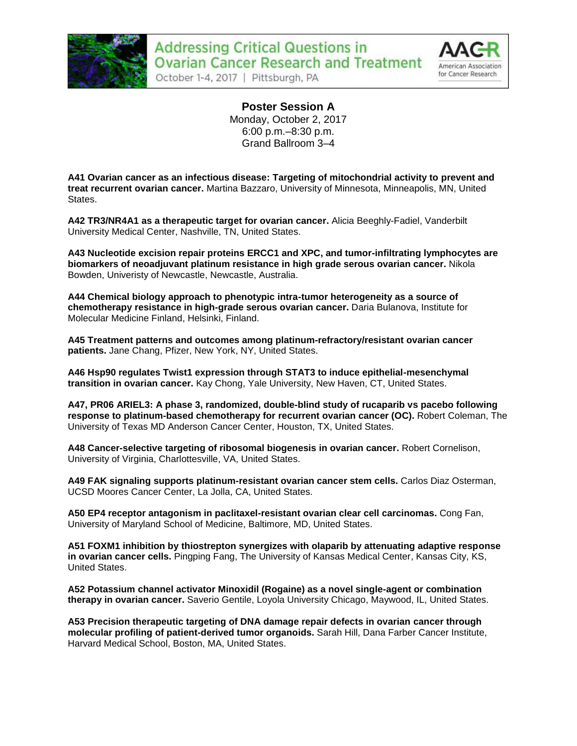## Poster Session A

Monday, October 2, 2017
6:00 p.m.–8:30 p.m.
Grand Ballroom 3–4

**A41 Ovarian cancer as an infectious disease: Targeting of mitochondrial activity to prevent and treat recurrent ovarian cancer.** Martina Bazzaro, University of Minnesota, Minneapolis, MN, United States.

**A42 TR3/NR4A1 as a therapeutic target for ovarian cancer.** Alicia Beeghly-Fadiel, Vanderbilt University Medical Center, Nashville, TN, United States.

**A43 Nucleotide excision repair proteins ERCC1 and XPC, and tumor-infiltrating lymphocytes are biomarkers of neoadjuvant platinum resistance in high grade serous ovarian cancer.** Nikola Bowden, Univeristy of Newcastle, Newcastle, Australia.

**A44 Chemical biology approach to phenotypic intra-tumor heterogeneity as a source of chemotherapy resistance in high-grade serous ovarian cancer.** Daria Bulanova, Institute for Molecular Medicine Finland, Helsinki, Finland.

**A45 Treatment patterns and outcomes among platinum-refractory/resistant ovarian cancer patients.** Jane Chang, Pfizer, New York, NY, United States.

**A46 Hsp90 regulates Twist1 expression through STAT3 to induce epithelial-mesenchymal transition in ovarian cancer.** Kay Chong, Yale University, New Haven, CT, United States.

**A47, PR06 ARIEL3: A phase 3, randomized, double-blind study of rucaparib vs pacebo following response to platinum-based chemotherapy for recurrent ovarian cancer (OC).** Robert Coleman, The University of Texas MD Anderson Cancer Center, Houston, TX, United States.

**A48 Cancer-selective targeting of ribosomal biogenesis in ovarian cancer.** Robert Cornelison, University of Virginia, Charlottesville, VA, United States.

**A49 FAK signaling supports platinum-resistant ovarian cancer stem cells.** Carlos Diaz Osterman, UCSD Moores Cancer Center, La Jolla, CA, United States.

**A50 EP4 receptor antagonism in paclitaxel-resistant ovarian clear cell carcinomas.** Cong Fan, University of Maryland School of Medicine, Baltimore, MD, United States.

**A51 FOXM1 inhibition by thiostrepton synergizes with olaparib by attenuating adaptive response in ovarian cancer cells.** Pingping Fang, The University of Kansas Medical Center, Kansas City, KS, United States.

**A52 Potassium channel activator Minoxidil (Rogaine) as a novel single-agent or combination therapy in ovarian cancer.** Saverio Gentile, Loyola University Chicago, Maywood, IL, United States.

**A53 Precision therapeutic targeting of DNA damage repair defects in ovarian cancer through molecular profiling of patient-derived tumor organoids.** Sarah Hill, Dana Farber Cancer Institute, Harvard Medical School, Boston, MA, United States.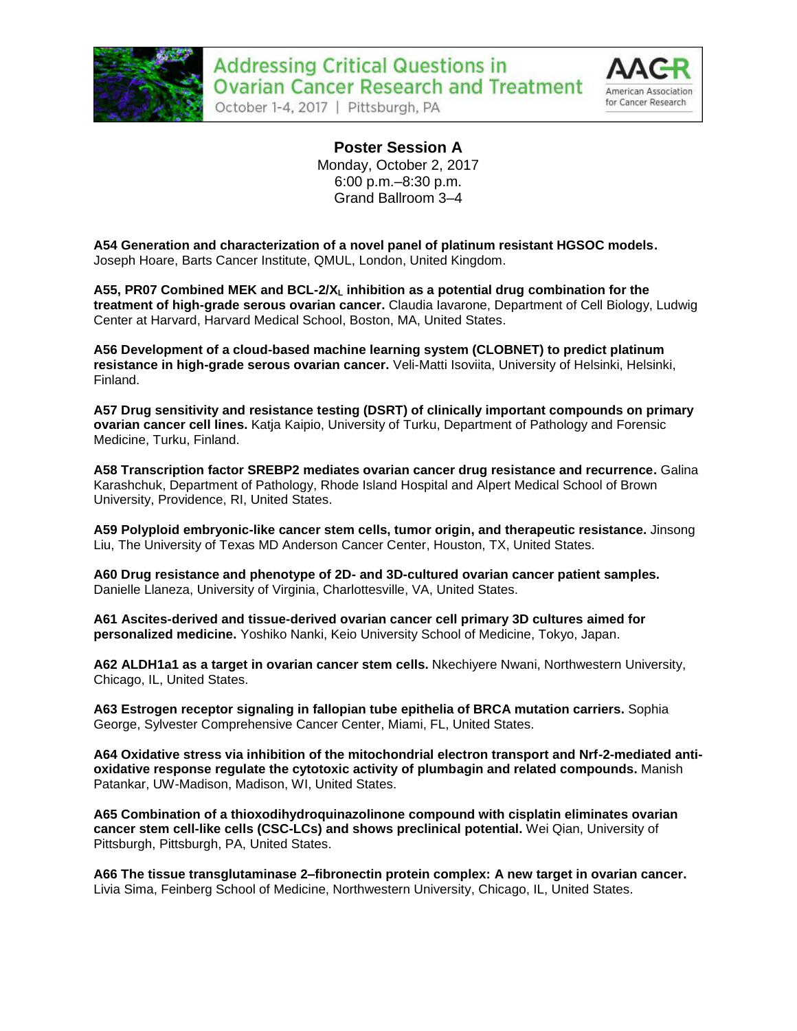## Poster Session A

Monday, October 2, 2017
6:00 p.m.–8:30 p.m.
Grand Ballroom 3–4

**A54 Generation and characterization of a novel panel of platinum resistant HGSOC models.** Joseph Hoare, Barts Cancer Institute, QMUL, London, United Kingdom.

**A55, PR07 Combined MEK and BCL-2/$X_L$ inhibition as a potential drug combination for the treatment of high-grade serous ovarian cancer.** Claudia Iavarone, Department of Cell Biology, Ludwig Center at Harvard, Harvard Medical School, Boston, MA, United States.

**A56 Development of a cloud-based machine learning system (CLOBNET) to predict platinum resistance in high-grade serous ovarian cancer.** Veli-Matti Isoviita, University of Helsinki, Helsinki, Finland.

**A57 Drug sensitivity and resistance testing (DSRT) of clinically important compounds on primary ovarian cancer cell lines.** Katja Kaipio, University of Turku, Department of Pathology and Forensic Medicine, Turku, Finland.

**A58 Transcription factor SREBP2 mediates ovarian cancer drug resistance and recurrence.** Galina Karashchuk, Department of Pathology, Rhode Island Hospital and Alpert Medical School of Brown University, Providence, RI, United States.

**A59 Polyploid embryonic-like cancer stem cells, tumor origin, and therapeutic resistance.** Jinsong Liu, The University of Texas MD Anderson Cancer Center, Houston, TX, United States.

**A60 Drug resistance and phenotype of 2D- and 3D-cultured ovarian cancer patient samples.** Danielle Llaneza, University of Virginia, Charlottesville, VA, United States.

**A61 Ascites-derived and tissue-derived ovarian cancer cell primary 3D cultures aimed for personalized medicine.** Yoshiko Nanki, Keio University School of Medicine, Tokyo, Japan.

**A62 ALDH1a1 as a target in ovarian cancer stem cells.** Nkechiyere Nwani, Northwestern University, Chicago, IL, United States.

**A63 Estrogen receptor signaling in fallopian tube epithelia of BRCA mutation carriers.** Sophia George, Sylvester Comprehensive Cancer Center, Miami, FL, United States.

**A64 Oxidative stress via inhibition of the mitochondrial electron transport and Nrf-2-mediated anti-oxidative response regulate the cytotoxic activity of plumbagin and related compounds.** Manish Patankar, UW-Madison, Madison, WI, United States.

**A65 Combination of a thioxodihydroquinazolinone compound with cisplatin eliminates ovarian cancer stem cell-like cells (CSC-LCs) and shows preclinical potential.** Wei Qian, University of Pittsburgh, Pittsburgh, PA, United States.

**A66 The tissue transglutaminase 2–fibronectin protein complex: A new target in ovarian cancer.** Livia Sima, Feinberg School of Medicine, Northwestern University, Chicago, IL, United States.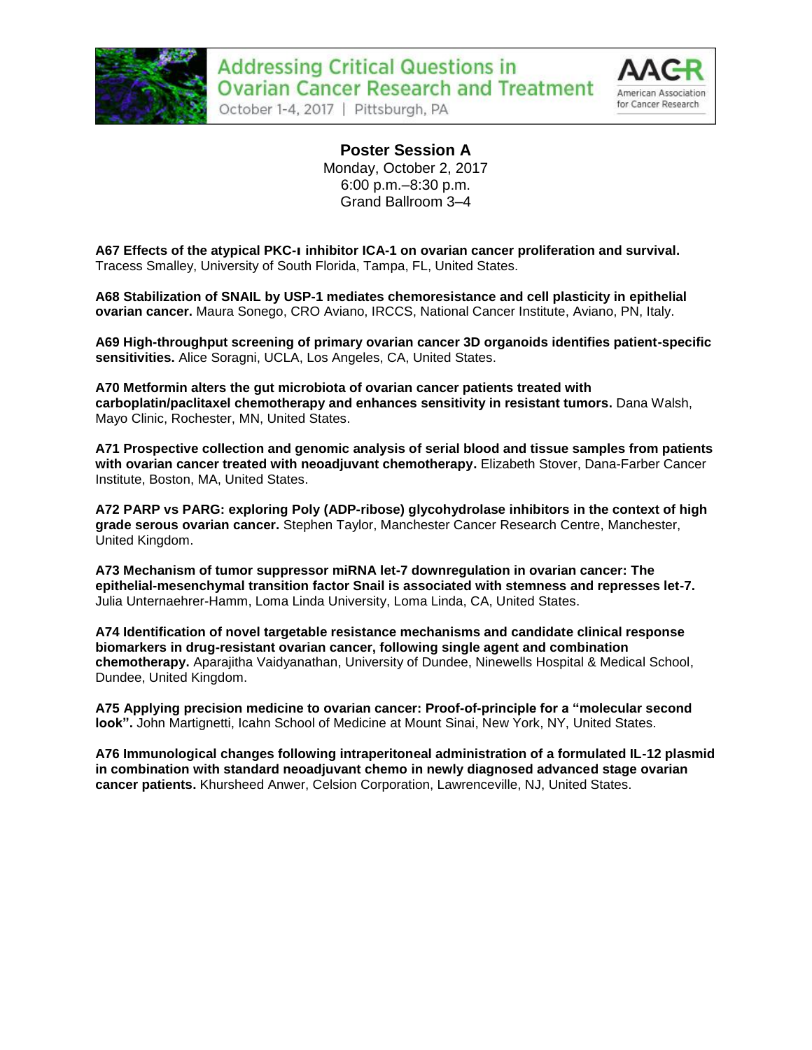## Poster Session A

Monday, October 2, 2017
6:00 p.m.–8:30 p.m.
Grand Ballroom 3–4

**A67 Effects of the atypical PKC-ı inhibitor ICA-1 on ovarian cancer proliferation and survival.** Tracess Smalley, University of South Florida, Tampa, FL, United States.

**A68 Stabilization of SNAIL by USP-1 mediates chemoresistance and cell plasticity in epithelial ovarian cancer.** Maura Sonego, CRO Aviano, IRCCS, National Cancer Institute, Aviano, PN, Italy.

**A69 High-throughput screening of primary ovarian cancer 3D organoids identifies patient-specific sensitivities.** Alice Soragni, UCLA, Los Angeles, CA, United States.

**A70 Metformin alters the gut microbiota of ovarian cancer patients treated with carboplatin/paclitaxel chemotherapy and enhances sensitivity in resistant tumors.** Dana Walsh, Mayo Clinic, Rochester, MN, United States.

**A71 Prospective collection and genomic analysis of serial blood and tissue samples from patients with ovarian cancer treated with neoadjuvant chemotherapy.** Elizabeth Stover, Dana-Farber Cancer Institute, Boston, MA, United States.

**A72 PARP vs PARG: exploring Poly (ADP-ribose) glycohydrolase inhibitors in the context of high grade serous ovarian cancer.** Stephen Taylor, Manchester Cancer Research Centre, Manchester, United Kingdom.

**A73 Mechanism of tumor suppressor miRNA let-7 downregulation in ovarian cancer: The epithelial-mesenchymal transition factor Snail is associated with stemness and represses let-7.** Julia Unternaehrer-Hamm, Loma Linda University, Loma Linda, CA, United States.

**A74 Identification of novel targetable resistance mechanisms and candidate clinical response biomarkers in drug-resistant ovarian cancer, following single agent and combination chemotherapy.** Aparajitha Vaidyanathan, University of Dundee, Ninewells Hospital & Medical School, Dundee, United Kingdom.

**A75 Applying precision medicine to ovarian cancer: Proof-of-principle for a "molecular second look".** John Martignetti, Icahn School of Medicine at Mount Sinai, New York, NY, United States.

**A76 Immunological changes following intraperitoneal administration of a formulated IL-12 plasmid in combination with standard neoadjuvant chemo in newly diagnosed advanced stage ovarian cancer patients.** Khursheed Anwer, Celsion Corporation, Lawrenceville, NJ, United States.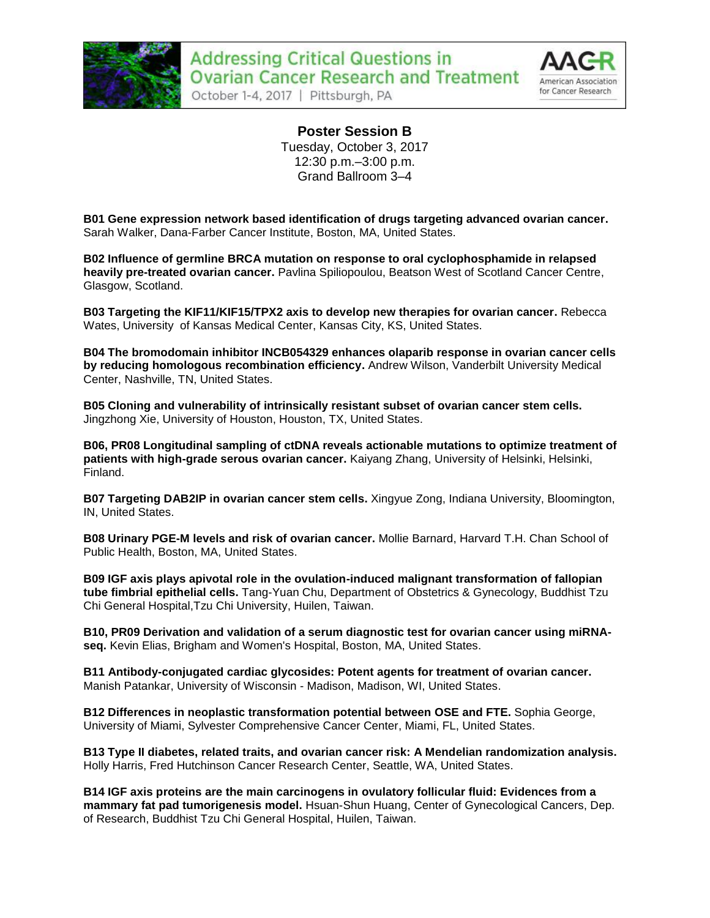## Poster Session B

Tuesday, October 3, 2017
12:30 p.m.–3:00 p.m.
Grand Ballroom 3–4

**B01 Gene expression network based identification of drugs targeting advanced ovarian cancer.** Sarah Walker, Dana-Farber Cancer Institute, Boston, MA, United States.

**B02 Influence of germline BRCA mutation on response to oral cyclophosphamide in relapsed heavily pre-treated ovarian cancer.** Pavlina Spiliopoulou, Beatson West of Scotland Cancer Centre, Glasgow, Scotland.

**B03 Targeting the KIF11/KIF15/TPX2 axis to develop new therapies for ovarian cancer.** Rebecca Wates, University of Kansas Medical Center, Kansas City, KS, United States.

**B04 The bromodomain inhibitor INCB054329 enhances olaparib response in ovarian cancer cells by reducing homologous recombination efficiency.** Andrew Wilson, Vanderbilt University Medical Center, Nashville, TN, United States.

**B05 Cloning and vulnerability of intrinsically resistant subset of ovarian cancer stem cells.** Jingzhong Xie, University of Houston, Houston, TX, United States.

**B06, PR08 Longitudinal sampling of ctDNA reveals actionable mutations to optimize treatment of patients with high-grade serous ovarian cancer.** Kaiyang Zhang, University of Helsinki, Helsinki, Finland.

**B07 Targeting DAB2IP in ovarian cancer stem cells.** Xingyue Zong, Indiana University, Bloomington, IN, United States.

**B08 Urinary PGE-M levels and risk of ovarian cancer.** Mollie Barnard, Harvard T.H. Chan School of Public Health, Boston, MA, United States.

**B09 IGF axis plays apivotal role in the ovulation-induced malignant transformation of fallopian tube fimbrial epithelial cells.** Tang-Yuan Chu, Department of Obstetrics & Gynecology, Buddhist Tzu Chi General Hospital,Tzu Chi University, Huilen, Taiwan.

**B10, PR09 Derivation and validation of a serum diagnostic test for ovarian cancer using miRNA-seq.** Kevin Elias, Brigham and Women's Hospital, Boston, MA, United States.

**B11 Antibody-conjugated cardiac glycosides: Potent agents for treatment of ovarian cancer.** Manish Patankar, University of Wisconsin - Madison, Madison, WI, United States.

**B12 Differences in neoplastic transformation potential between OSE and FTE.** Sophia George, University of Miami, Sylvester Comprehensive Cancer Center, Miami, FL, United States.

**B13 Type II diabetes, related traits, and ovarian cancer risk: A Mendelian randomization analysis.** Holly Harris, Fred Hutchinson Cancer Research Center, Seattle, WA, United States.

**B14 IGF axis proteins are the main carcinogens in ovulatory follicular fluid: Evidences from a mammary fat pad tumorigenesis model.** Hsuan-Shun Huang, Center of Gynecological Cancers, Dep. of Research, Buddhist Tzu Chi General Hospital, Huilen, Taiwan.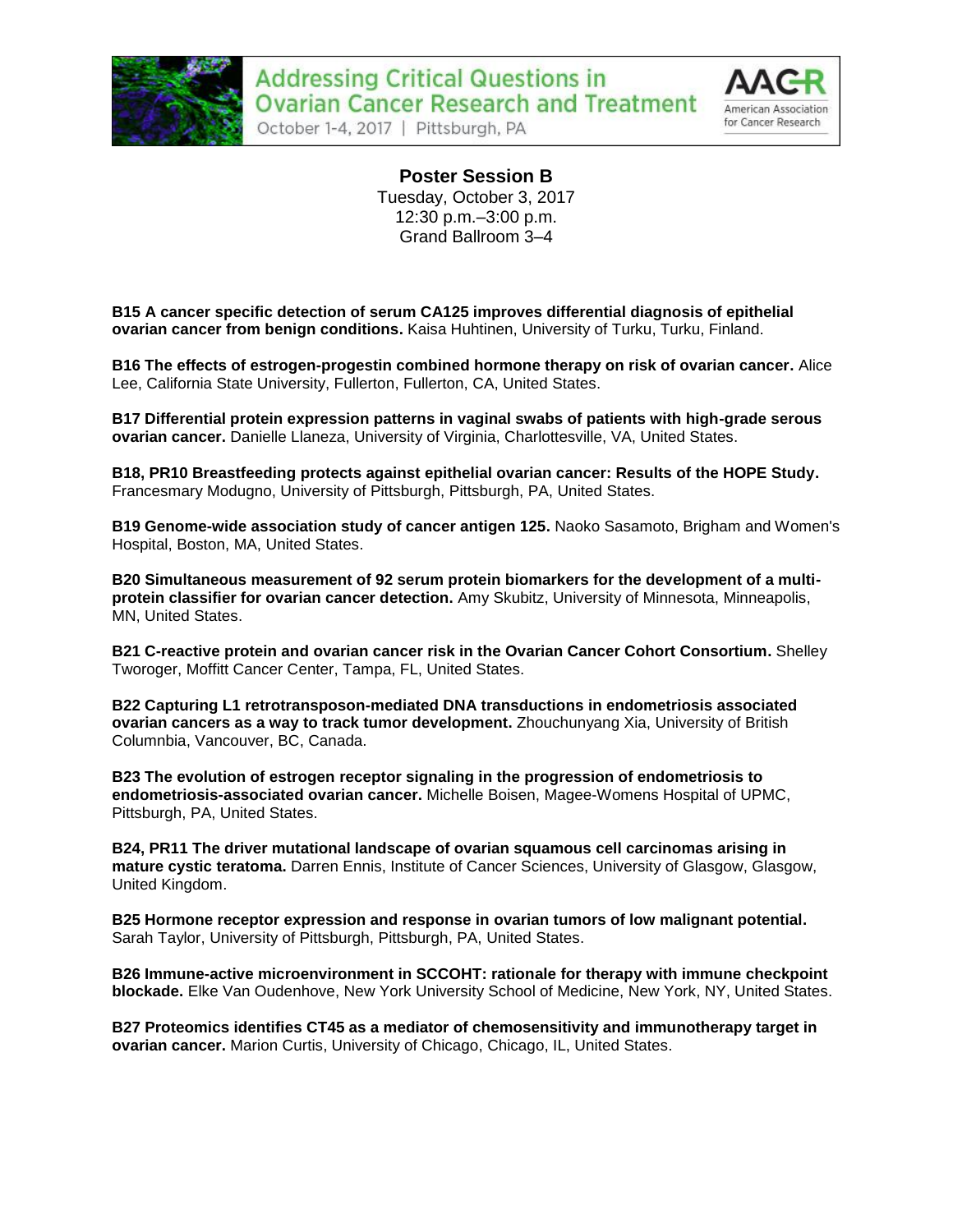## Poster Session B

Tuesday, October 3, 2017
12:30 p.m.–3:00 p.m.
Grand Ballroom 3–4

**B15 A cancer specific detection of serum CA125 improves differential diagnosis of epithelial ovarian cancer from benign conditions.** Kaisa Huhtinen, University of Turku, Turku, Finland.

**B16 The effects of estrogen-progestin combined hormone therapy on risk of ovarian cancer.** Alice Lee, California State University, Fullerton, Fullerton, CA, United States.

**B17 Differential protein expression patterns in vaginal swabs of patients with high-grade serous ovarian cancer.** Danielle Llaneza, University of Virginia, Charlottesville, VA, United States.

**B18, PR10 Breastfeeding protects against epithelial ovarian cancer: Results of the HOPE Study.** Francesmary Modugno, University of Pittsburgh, Pittsburgh, PA, United States.

**B19 Genome-wide association study of cancer antigen 125.** Naoko Sasamoto, Brigham and Women's Hospital, Boston, MA, United States.

**B20 Simultaneous measurement of 92 serum protein biomarkers for the development of a multi-protein classifier for ovarian cancer detection.** Amy Skubitz, University of Minnesota, Minneapolis, MN, United States.

**B21 C-reactive protein and ovarian cancer risk in the Ovarian Cancer Cohort Consortium.** Shelley Tworoger, Moffitt Cancer Center, Tampa, FL, United States.

**B22 Capturing L1 retrotransposon-mediated DNA transductions in endometriosis associated ovarian cancers as a way to track tumor development.** Zhouchunyang Xia, University of British Columnbia, Vancouver, BC, Canada.

**B23 The evolution of estrogen receptor signaling in the progression of endometriosis to endometriosis-associated ovarian cancer.** Michelle Boisen, Magee-Womens Hospital of UPMC, Pittsburgh, PA, United States.

**B24, PR11 The driver mutational landscape of ovarian squamous cell carcinomas arising in mature cystic teratoma.** Darren Ennis, Institute of Cancer Sciences, University of Glasgow, Glasgow, United Kingdom.

**B25 Hormone receptor expression and response in ovarian tumors of low malignant potential.** Sarah Taylor, University of Pittsburgh, Pittsburgh, PA, United States.

**B26 Immune-active microenvironment in SCCOHT: rationale for therapy with immune checkpoint blockade.** Elke Van Oudenhove, New York University School of Medicine, New York, NY, United States.

**B27 Proteomics identifies CT45 as a mediator of chemosensitivity and immunotherapy target in ovarian cancer.** Marion Curtis, University of Chicago, Chicago, IL, United States.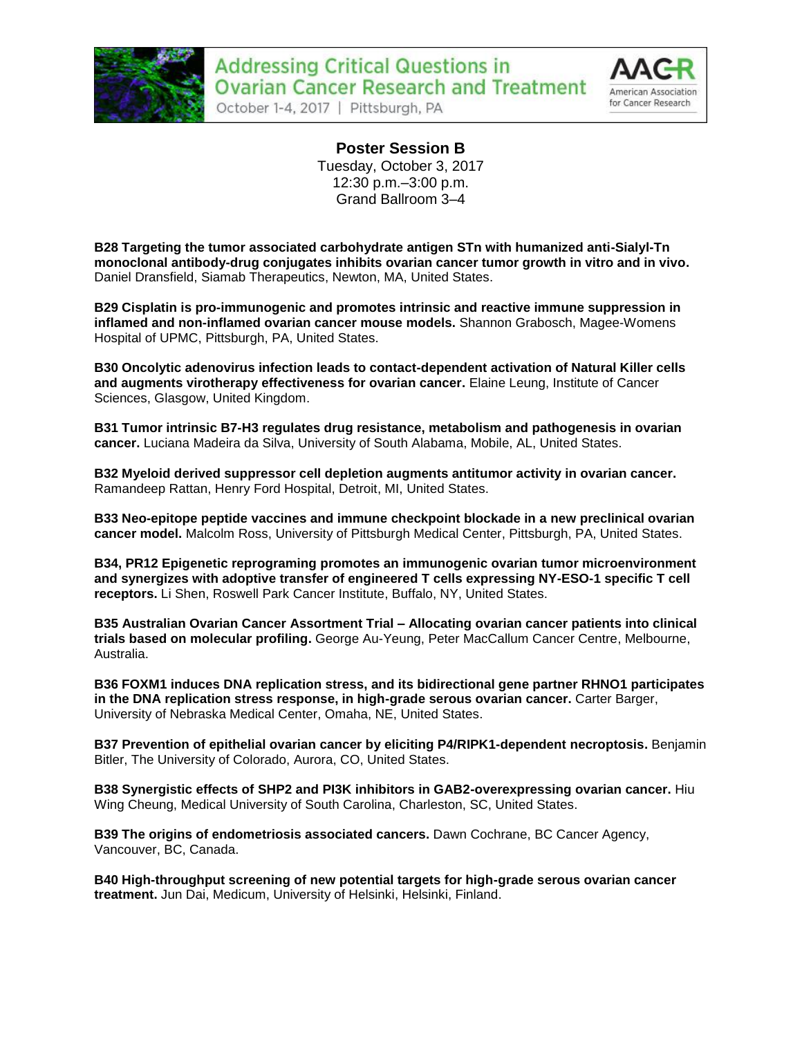## Poster Session B

Tuesday, October 3, 2017
12:30 p.m.–3:00 p.m.
Grand Ballroom 3–4

**B28 Targeting the tumor associated carbohydrate antigen STn with humanized anti-Sialyl-Tn monoclonal antibody-drug conjugates inhibits ovarian cancer tumor growth in vitro and in vivo.** Daniel Dransfield, Siamab Therapeutics, Newton, MA, United States.

**B29 Cisplatin is pro-immunogenic and promotes intrinsic and reactive immune suppression in inflamed and non-inflamed ovarian cancer mouse models.** Shannon Grabosch, Magee-Womens Hospital of UPMC, Pittsburgh, PA, United States.

**B30 Oncolytic adenovirus infection leads to contact-dependent activation of Natural Killer cells and augments virotherapy effectiveness for ovarian cancer.** Elaine Leung, Institute of Cancer Sciences, Glasgow, United Kingdom.

**B31 Tumor intrinsic B7-H3 regulates drug resistance, metabolism and pathogenesis in ovarian cancer.** Luciana Madeira da Silva, University of South Alabama, Mobile, AL, United States.

**B32 Myeloid derived suppressor cell depletion augments antitumor activity in ovarian cancer.** Ramandeep Rattan, Henry Ford Hospital, Detroit, MI, United States.

**B33 Neo-epitope peptide vaccines and immune checkpoint blockade in a new preclinical ovarian cancer model.** Malcolm Ross, University of Pittsburgh Medical Center, Pittsburgh, PA, United States.

**B34, PR12 Epigenetic reprograming promotes an immunogenic ovarian tumor microenvironment and synergizes with adoptive transfer of engineered T cells expressing NY-ESO-1 specific T cell receptors.** Li Shen, Roswell Park Cancer Institute, Buffalo, NY, United States.

**B35 Australian Ovarian Cancer Assortment Trial – Allocating ovarian cancer patients into clinical trials based on molecular profiling.** George Au-Yeung, Peter MacCallum Cancer Centre, Melbourne, Australia.

**B36 FOXM1 induces DNA replication stress, and its bidirectional gene partner RHNO1 participates in the DNA replication stress response, in high-grade serous ovarian cancer.** Carter Barger, University of Nebraska Medical Center, Omaha, NE, United States.

**B37 Prevention of epithelial ovarian cancer by eliciting P4/RIPK1-dependent necroptosis.** Benjamin Bitler, The University of Colorado, Aurora, CO, United States.

**B38 Synergistic effects of SHP2 and PI3K inhibitors in GAB2-overexpressing ovarian cancer.** Hiu Wing Cheung, Medical University of South Carolina, Charleston, SC, United States.

**B39 The origins of endometriosis associated cancers.** Dawn Cochrane, BC Cancer Agency, Vancouver, BC, Canada.

**B40 High-throughput screening of new potential targets for high-grade serous ovarian cancer treatment.** Jun Dai, Medicum, University of Helsinki, Helsinki, Finland.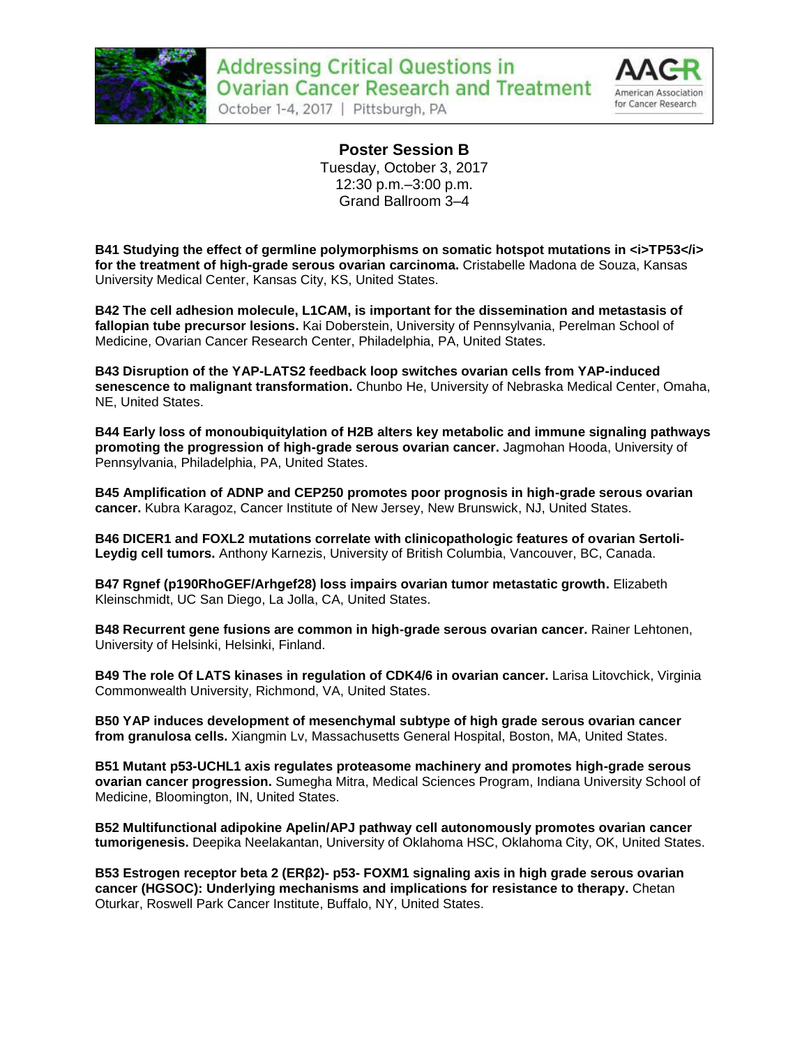## Poster Session B

Tuesday, October 3, 2017
12:30 p.m.–3:00 p.m.
Grand Ballroom 3–4

**B41 Studying the effect of germline polymorphisms on somatic hotspot mutations in <i>TP53</i> for the treatment of high-grade serous ovarian carcinoma.** Cristabelle Madona de Souza, Kansas University Medical Center, Kansas City, KS, United States.

**B42 The cell adhesion molecule, L1CAM, is important for the dissemination and metastasis of fallopian tube precursor lesions.** Kai Doberstein, University of Pennsylvania, Perelman School of Medicine, Ovarian Cancer Research Center, Philadelphia, PA, United States.

**B43 Disruption of the YAP-LATS2 feedback loop switches ovarian cells from YAP-induced senescence to malignant transformation.** Chunbo He, University of Nebraska Medical Center, Omaha, NE, United States.

**B44 Early loss of monoubiquitylation of H2B alters key metabolic and immune signaling pathways promoting the progression of high-grade serous ovarian cancer.** Jagmohan Hooda, University of Pennsylvania, Philadelphia, PA, United States.

**B45 Amplification of ADNP and CEP250 promotes poor prognosis in high-grade serous ovarian cancer.** Kubra Karagoz, Cancer Institute of New Jersey, New Brunswick, NJ, United States.

**B46 DICER1 and FOXL2 mutations correlate with clinicopathologic features of ovarian Sertoli-Leydig cell tumors.** Anthony Karnezis, University of British Columbia, Vancouver, BC, Canada.

**B47 Rgnef (p190RhoGEF/Arhgef28) loss impairs ovarian tumor metastatic growth.** Elizabeth Kleinschmidt, UC San Diego, La Jolla, CA, United States.

**B48 Recurrent gene fusions are common in high-grade serous ovarian cancer.** Rainer Lehtonen, University of Helsinki, Helsinki, Finland.

**B49 The role Of LATS kinases in regulation of CDK4/6 in ovarian cancer.** Larisa Litovchick, Virginia Commonwealth University, Richmond, VA, United States.

**B50 YAP induces development of mesenchymal subtype of high grade serous ovarian cancer from granulosa cells.** Xiangmin Lv, Massachusetts General Hospital, Boston, MA, United States.

**B51 Mutant p53-UCHL1 axis regulates proteasome machinery and promotes high-grade serous ovarian cancer progression.** Sumegha Mitra, Medical Sciences Program, Indiana University School of Medicine, Bloomington, IN, United States.

**B52 Multifunctional adipokine Apelin/APJ pathway cell autonomously promotes ovarian cancer tumorigenesis.** Deepika Neelakantan, University of Oklahoma HSC, Oklahoma City, OK, United States.

**B53 Estrogen receptor beta 2 (ERβ2)- p53- FOXM1 signaling axis in high grade serous ovarian cancer (HGSOC): Underlying mechanisms and implications for resistance to therapy.** Chetan Oturkar, Roswell Park Cancer Institute, Buffalo, NY, United States.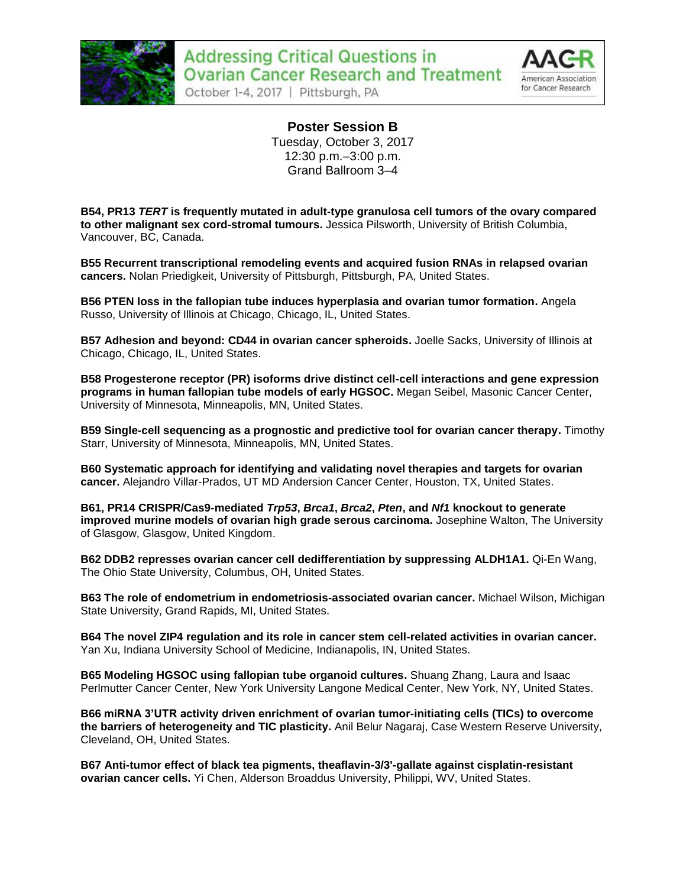## Poster Session B

Tuesday, October 3, 2017
12:30 p.m.–3:00 p.m.
Grand Ballroom 3–4

**B54, PR13 *TERT* is frequently mutated in adult-type granulosa cell tumors of the ovary compared to other malignant sex cord-stromal tumours.** Jessica Pilsworth, University of British Columbia, Vancouver, BC, Canada.

**B55 Recurrent transcriptional remodeling events and acquired fusion RNAs in relapsed ovarian cancers.** Nolan Priedigkeit, University of Pittsburgh, Pittsburgh, PA, United States.

**B56 PTEN loss in the fallopian tube induces hyperplasia and ovarian tumor formation.** Angela Russo, University of Illinois at Chicago, Chicago, IL, United States.

**B57 Adhesion and beyond: CD44 in ovarian cancer spheroids.** Joelle Sacks, University of Illinois at Chicago, Chicago, IL, United States.

**B58 Progesterone receptor (PR) isoforms drive distinct cell-cell interactions and gene expression programs in human fallopian tube models of early HGSOC.** Megan Seibel, Masonic Cancer Center, University of Minnesota, Minneapolis, MN, United States.

**B59 Single-cell sequencing as a prognostic and predictive tool for ovarian cancer therapy.** Timothy Starr, University of Minnesota, Minneapolis, MN, United States.

**B60 Systematic approach for identifying and validating novel therapies and targets for ovarian cancer.** Alejandro Villar-Prados, UT MD Anderson Cancer Center, Houston, TX, United States.

**B61, PR14 CRISPR/Cas9-mediated *Trp53*, *Brca1*, *Brca2*, *Pten*, and *Nf1* knockout to generate improved murine models of ovarian high grade serous carcinoma.** Josephine Walton, The University of Glasgow, Glasgow, United Kingdom.

**B62 DDB2 represses ovarian cancer cell dedifferentiation by suppressing ALDH1A1.** Qi-En Wang, The Ohio State University, Columbus, OH, United States.

**B63 The role of endometrium in endometriosis-associated ovarian cancer.** Michael Wilson, Michigan State University, Grand Rapids, MI, United States.

**B64 The novel ZIP4 regulation and its role in cancer stem cell-related activities in ovarian cancer.** Yan Xu, Indiana University School of Medicine, Indianapolis, IN, United States.

**B65 Modeling HGSOC using fallopian tube organoid cultures.** Shuang Zhang, Laura and Isaac Perlmutter Cancer Center, New York University Langone Medical Center, New York, NY, United States.

**B66 miRNA 3'UTR activity driven enrichment of ovarian tumor-initiating cells (TICs) to overcome the barriers of heterogeneity and TIC plasticity.** Anil Belur Nagaraj, Case Western Reserve University, Cleveland, OH, United States.

**B67 Anti-tumor effect of black tea pigments, theaflavin-3/3'-gallate against cisplatin-resistant ovarian cancer cells.** Yi Chen, Alderson Broaddus University, Philippi, WV, United States.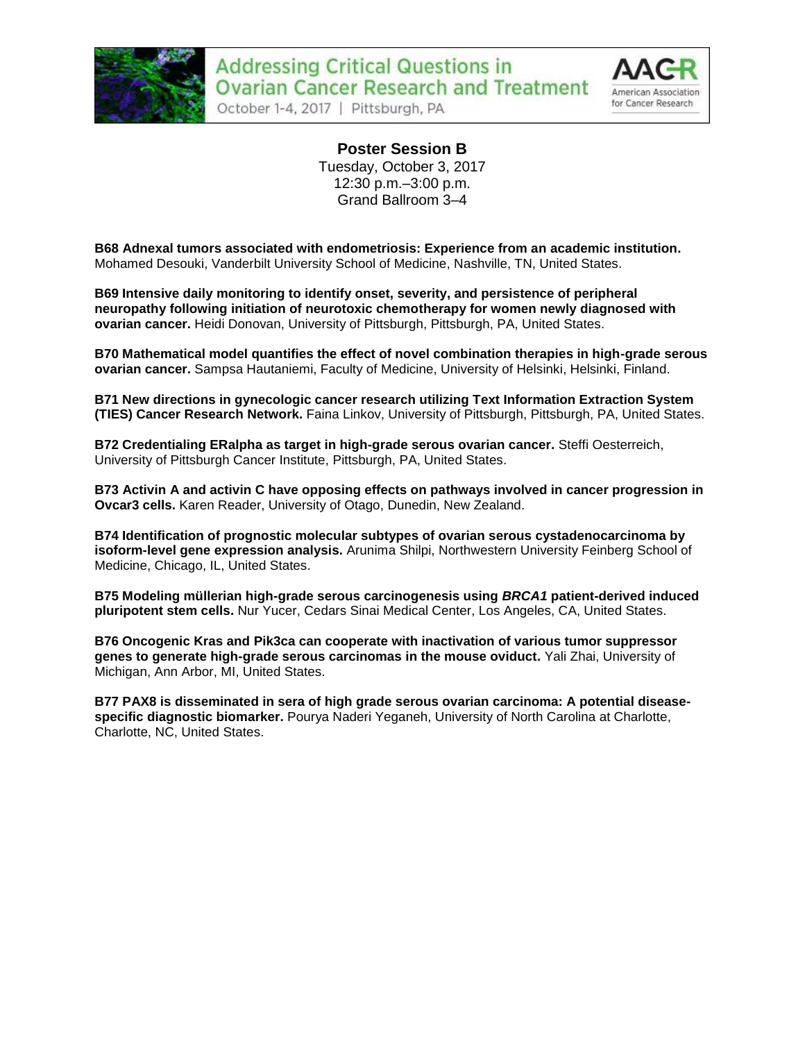## Poster Session B

Tuesday, October 3, 2017
12:30 p.m.–3:00 p.m.
Grand Ballroom 3–4

**B68 Adnexal tumors associated with endometriosis: Experience from an academic institution.** Mohamed Desouki, Vanderbilt University School of Medicine, Nashville, TN, United States.

**B69 Intensive daily monitoring to identify onset, severity, and persistence of peripheral neuropathy following initiation of neurotoxic chemotherapy for women newly diagnosed with ovarian cancer.** Heidi Donovan, University of Pittsburgh, Pittsburgh, PA, United States.

**B70 Mathematical model quantifies the effect of novel combination therapies in high-grade serous ovarian cancer.** Sampsa Hautaniemi, Faculty of Medicine, University of Helsinki, Helsinki, Finland.

**B71 New directions in gynecologic cancer research utilizing Text Information Extraction System (TIES) Cancer Research Network.** Faina Linkov, University of Pittsburgh, Pittsburgh, PA, United States.

**B72 Credentialing ERalpha as target in high-grade serous ovarian cancer.** Steffi Oesterreich, University of Pittsburgh Cancer Institute, Pittsburgh, PA, United States.

**B73 Activin A and activin C have opposing effects on pathways involved in cancer progression in Ovcar3 cells.** Karen Reader, University of Otago, Dunedin, New Zealand.

**B74 Identification of prognostic molecular subtypes of ovarian serous cystadenocarcinoma by isoform-level gene expression analysis.** Arunima Shilpi, Northwestern University Feinberg School of Medicine, Chicago, IL, United States.

**B75 Modeling müllerian high-grade serous carcinogenesis using *BRCA1* patient-derived induced pluripotent stem cells.** Nur Yucer, Cedars Sinai Medical Center, Los Angeles, CA, United States.

**B76 Oncogenic Kras and Pik3ca can cooperate with inactivation of various tumor suppressor genes to generate high-grade serous carcinomas in the mouse oviduct.** Yali Zhai, University of Michigan, Ann Arbor, MI, United States.

**B77 PAX8 is disseminated in sera of high grade serous ovarian carcinoma: A potential disease-specific diagnostic biomarker.** Pourya Naderi Yeganeh, University of North Carolina at Charlotte, Charlotte, NC, United States.